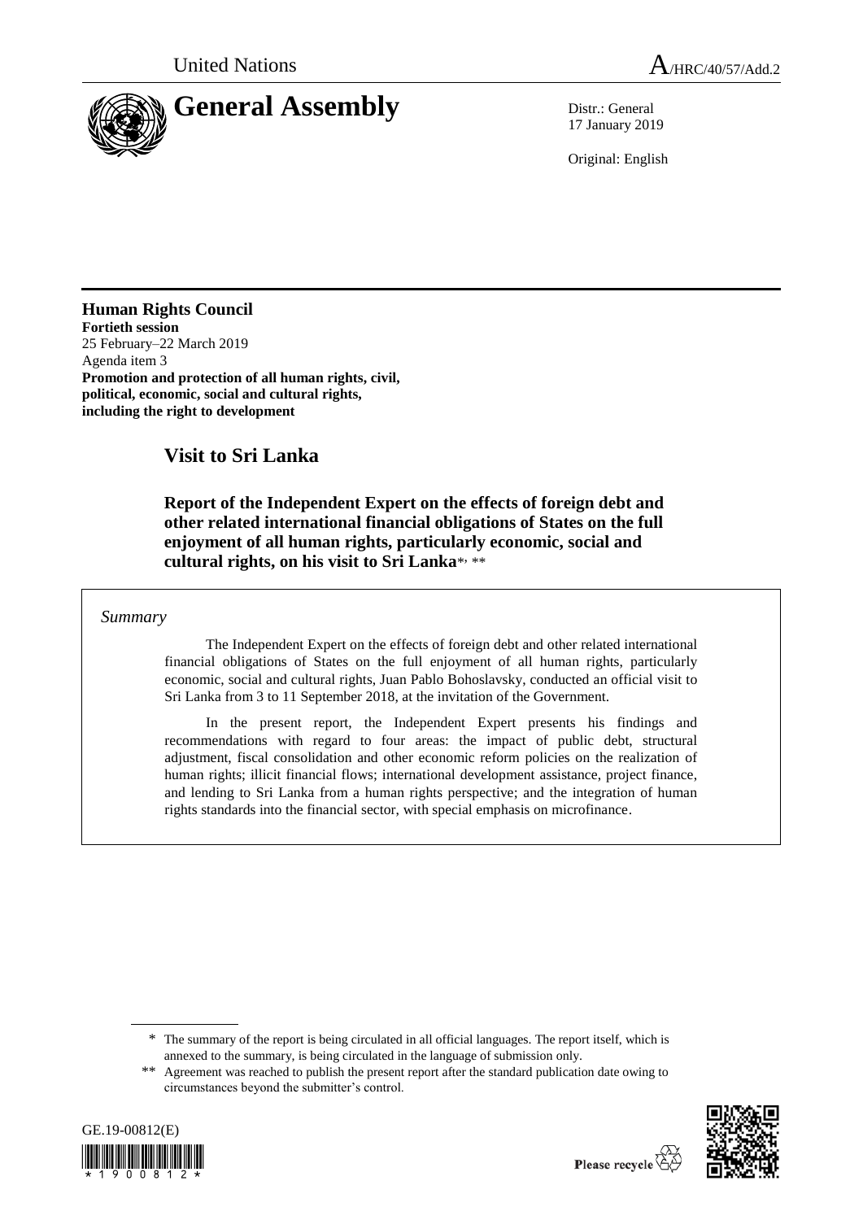United Nations A/HRC/40/57/Add.2

# General Assembly

Distr.: General
17 January 2019

Original: English

**Human Rights Council**
**Fortieth session**
25 February–22 March 2019
Agenda item 3
**Promotion and protection of all human rights, civil, political, economic, social and cultural rights, including the right to development**

## Visit to Sri Lanka

### Report of the Independent Expert on the effects of foreign debt and other related international financial obligations of States on the full enjoyment of all human rights, particularly economic, social and cultural rights, on his visit to Sri Lanka*, **

*Summary*

The Independent Expert on the effects of foreign debt and other related international financial obligations of States on the full enjoyment of all human rights, particularly economic, social and cultural rights, Juan Pablo Bohoslavsky, conducted an official visit to Sri Lanka from 3 to 11 September 2018, at the invitation of the Government.

In the present report, the Independent Expert presents his findings and recommendations with regard to four areas: the impact of public debt, structural adjustment, fiscal consolidation and other economic reform policies on the realization of human rights; illicit financial flows; international development assistance, project finance, and lending to Sri Lanka from a human rights perspective; and the integration of human rights standards into the financial sector, with special emphasis on microfinance.

---

\* The summary of the report is being circulated in all official languages. The report itself, which is annexed to the summary, is being circulated in the language of submission only.

\*\* Agreement was reached to publish the present report after the standard publication date owing to circumstances beyond the submitter's control.

GE.19-00812(E)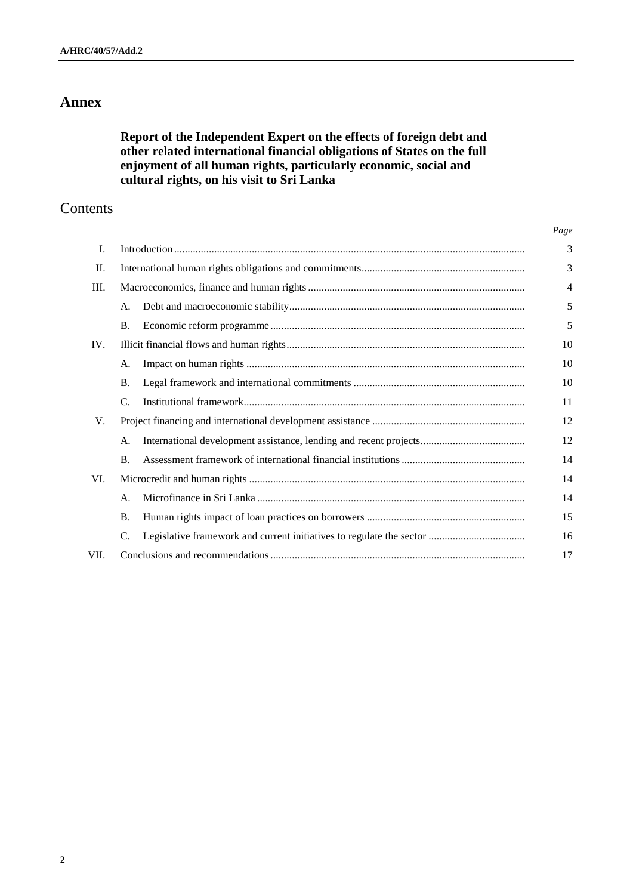# Annex

## Report of the Independent Expert on the effects of foreign debt and other related international financial obligations of States on the full enjoyment of all human rights, particularly economic, social and cultural rights, on his visit to Sri Lanka

## Contents

| | | | *Page* |
|---|---|---|---|
| I. | Introduction | | 3 |
| II. | International human rights obligations and commitments | | 3 |
| III. | Macroeconomics, finance and human rights | | 4 |
| | A. | Debt and macroeconomic stability | 5 |
| | B. | Economic reform programme | 5 |
| IV. | Illicit financial flows and human rights | | 10 |
| | A. | Impact on human rights | 10 |
| | B. | Legal framework and international commitments | 10 |
| | C. | Institutional framework | 11 |
| V. | Project financing and international development assistance | | 12 |
| | A. | International development assistance, lending and recent projects | 12 |
| | B. | Assessment framework of international financial institutions | 14 |
| VI. | Microcredit and human rights | | 14 |
| | A. | Microfinance in Sri Lanka | 14 |
| | B. | Human rights impact of loan practices on borrowers | 15 |
| | C. | Legislative framework and current initiatives to regulate the sector | 16 |
| VII. | Conclusions and recommendations | | 17 |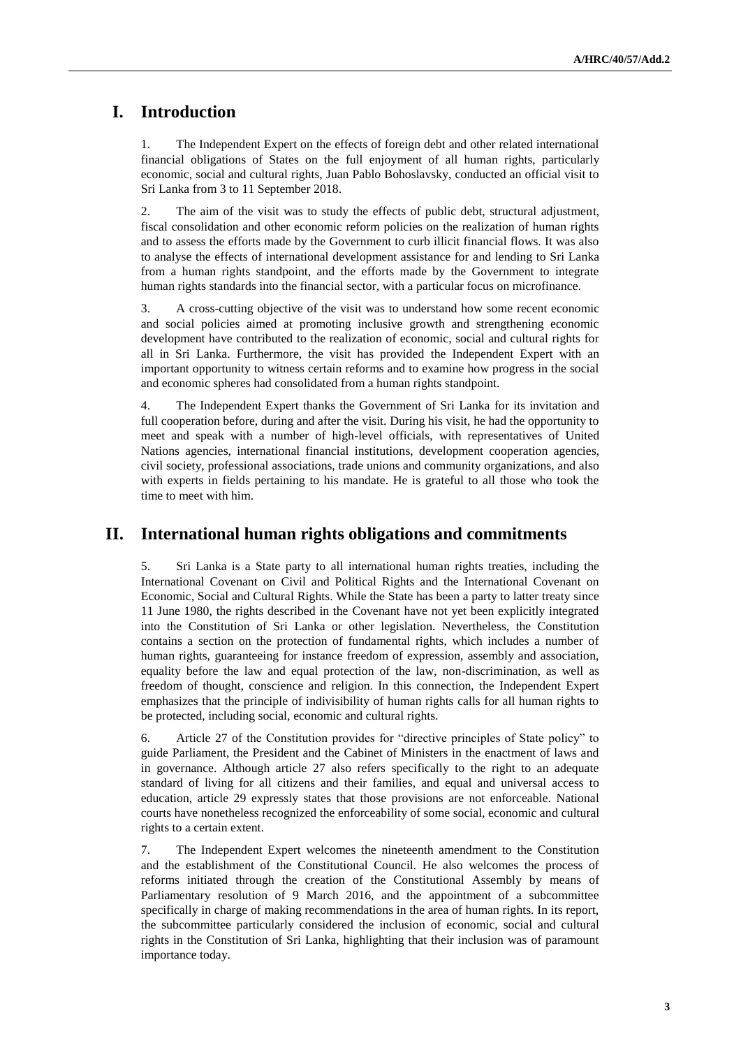# I. Introduction

1. The Independent Expert on the effects of foreign debt and other related international financial obligations of States on the full enjoyment of all human rights, particularly economic, social and cultural rights, Juan Pablo Bohoslavsky, conducted an official visit to Sri Lanka from 3 to 11 September 2018.

2. The aim of the visit was to study the effects of public debt, structural adjustment, fiscal consolidation and other economic reform policies on the realization of human rights and to assess the efforts made by the Government to curb illicit financial flows. It was also to analyse the effects of international development assistance for and lending to Sri Lanka from a human rights standpoint, and the efforts made by the Government to integrate human rights standards into the financial sector, with a particular focus on microfinance.

3. A cross-cutting objective of the visit was to understand how some recent economic and social policies aimed at promoting inclusive growth and strengthening economic development have contributed to the realization of economic, social and cultural rights for all in Sri Lanka. Furthermore, the visit has provided the Independent Expert with an important opportunity to witness certain reforms and to examine how progress in the social and economic spheres had consolidated from a human rights standpoint.

4. The Independent Expert thanks the Government of Sri Lanka for its invitation and full cooperation before, during and after the visit. During his visit, he had the opportunity to meet and speak with a number of high-level officials, with representatives of United Nations agencies, international financial institutions, development cooperation agencies, civil society, professional associations, trade unions and community organizations, and also with experts in fields pertaining to his mandate. He is grateful to all those who took the time to meet with him.

# II. International human rights obligations and commitments

5. Sri Lanka is a State party to all international human rights treaties, including the International Covenant on Civil and Political Rights and the International Covenant on Economic, Social and Cultural Rights. While the State has been a party to latter treaty since 11 June 1980, the rights described in the Covenant have not yet been explicitly integrated into the Constitution of Sri Lanka or other legislation. Nevertheless, the Constitution contains a section on the protection of fundamental rights, which includes a number of human rights, guaranteeing for instance freedom of expression, assembly and association, equality before the law and equal protection of the law, non-discrimination, as well as freedom of thought, conscience and religion. In this connection, the Independent Expert emphasizes that the principle of indivisibility of human rights calls for all human rights to be protected, including social, economic and cultural rights.

6. Article 27 of the Constitution provides for "directive principles of State policy" to guide Parliament, the President and the Cabinet of Ministers in the enactment of laws and in governance. Although article 27 also refers specifically to the right to an adequate standard of living for all citizens and their families, and equal and universal access to education, article 29 expressly states that those provisions are not enforceable. National courts have nonetheless recognized the enforceability of some social, economic and cultural rights to a certain extent.

7. The Independent Expert welcomes the nineteenth amendment to the Constitution and the establishment of the Constitutional Council. He also welcomes the process of reforms initiated through the creation of the Constitutional Assembly by means of Parliamentary resolution of 9 March 2016, and the appointment of a subcommittee specifically in charge of making recommendations in the area of human rights. In its report, the subcommittee particularly considered the inclusion of economic, social and cultural rights in the Constitution of Sri Lanka, highlighting that their inclusion was of paramount importance today.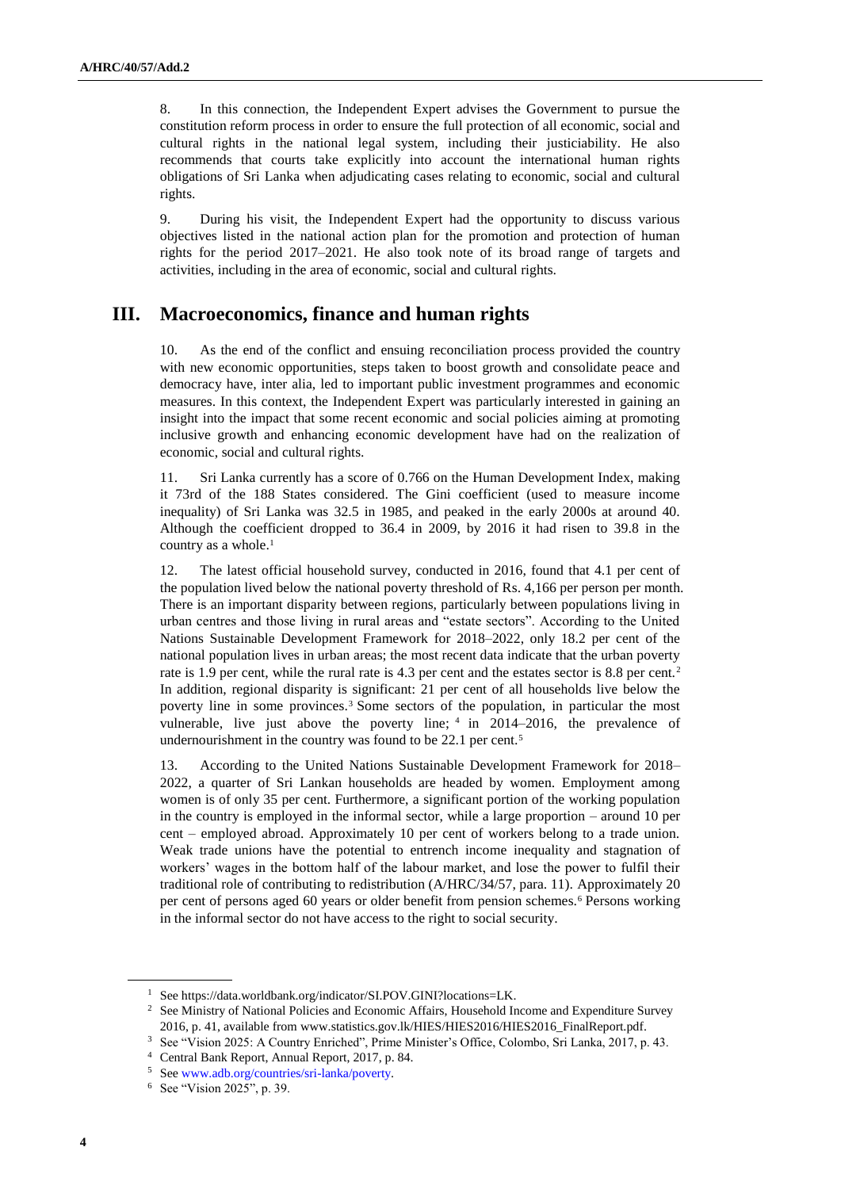8. In this connection, the Independent Expert advises the Government to pursue the constitution reform process in order to ensure the full protection of all economic, social and cultural rights in the national legal system, including their justiciability. He also recommends that courts take explicitly into account the international human rights obligations of Sri Lanka when adjudicating cases relating to economic, social and cultural rights.

9. During his visit, the Independent Expert had the opportunity to discuss various objectives listed in the national action plan for the promotion and protection of human rights for the period 2017–2021. He also took note of its broad range of targets and activities, including in the area of economic, social and cultural rights.

## III. Macroeconomics, finance and human rights

10. As the end of the conflict and ensuing reconciliation process provided the country with new economic opportunities, steps taken to boost growth and consolidate peace and democracy have, inter alia, led to important public investment programmes and economic measures. In this context, the Independent Expert was particularly interested in gaining an insight into the impact that some recent economic and social policies aiming at promoting inclusive growth and enhancing economic development have had on the realization of economic, social and cultural rights.

11. Sri Lanka currently has a score of 0.766 on the Human Development Index, making it 73rd of the 188 States considered. The Gini coefficient (used to measure income inequality) of Sri Lanka was 32.5 in 1985, and peaked in the early 2000s at around 40. Although the coefficient dropped to 36.4 in 2009, by 2016 it had risen to 39.8 in the country as a whole.[1]

12. The latest official household survey, conducted in 2016, found that 4.1 per cent of the population lived below the national poverty threshold of Rs. 4,166 per person per month. There is an important disparity between regions, particularly between populations living in urban centres and those living in rural areas and "estate sectors". According to the United Nations Sustainable Development Framework for 2018–2022, only 18.2 per cent of the national population lives in urban areas; the most recent data indicate that the urban poverty rate is 1.9 per cent, while the rural rate is 4.3 per cent and the estates sector is 8.8 per cent.[2] In addition, regional disparity is significant: 21 per cent of all households live below the poverty line in some provinces.[3] Some sectors of the population, in particular the most vulnerable, live just above the poverty line;[4] in 2014–2016, the prevalence of undernourishment in the country was found to be 22.1 per cent.[5]

13. According to the United Nations Sustainable Development Framework for 2018–2022, a quarter of Sri Lankan households are headed by women. Employment among women is of only 35 per cent. Furthermore, a significant portion of the working population in the country is employed in the informal sector, while a large proportion – around 10 per cent – employed abroad. Approximately 10 per cent of workers belong to a trade union. Weak trade unions have the potential to entrench income inequality and stagnation of workers' wages in the bottom half of the labour market, and lose the power to fulfil their traditional role of contributing to redistribution (A/HRC/34/57, para. 11). Approximately 20 per cent of persons aged 60 years or older benefit from pension schemes.[6] Persons working in the informal sector do not have access to the right to social security.

---

[1] See https://data.worldbank.org/indicator/SI.POV.GINI?locations=LK.

[2] See Ministry of National Policies and Economic Affairs, Household Income and Expenditure Survey 2016, p. 41, available from www.statistics.gov.lk/HIES/HIES2016/HIES2016_FinalReport.pdf.

[3] See "Vision 2025: A Country Enriched", Prime Minister's Office, Colombo, Sri Lanka, 2017, p. 43.

[4] Central Bank Report, Annual Report, 2017, p. 84.

[5] See www.adb.org/countries/sri-lanka/poverty.

[6] See "Vision 2025", p. 39.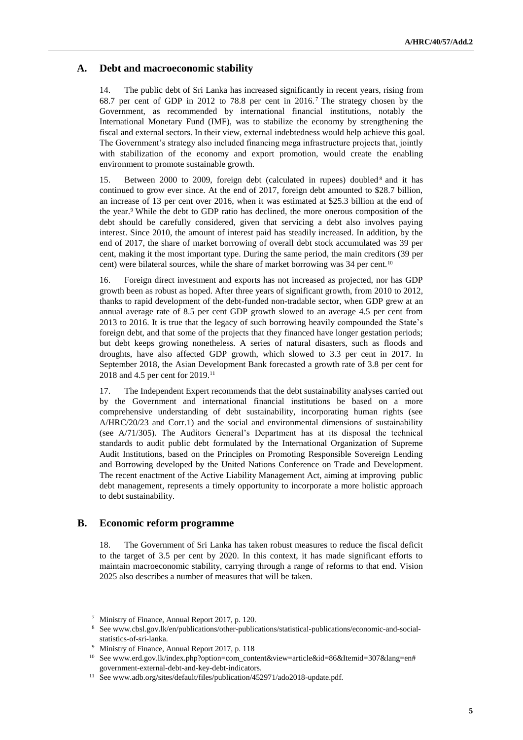## A. Debt and macroeconomic stability

14. The public debt of Sri Lanka has increased significantly in recent years, rising from 68.7 per cent of GDP in 2012 to 78.8 per cent in 2016.[7] The strategy chosen by the Government, as recommended by international financial institutions, notably the International Monetary Fund (IMF), was to stabilize the economy by strengthening the fiscal and external sectors. In their view, external indebtedness would help achieve this goal. The Government's strategy also included financing mega infrastructure projects that, jointly with stabilization of the economy and export promotion, would create the enabling environment to promote sustainable growth.

15. Between 2000 to 2009, foreign debt (calculated in rupees) doubled[8] and it has continued to grow ever since. At the end of 2017, foreign debt amounted to $28.7 billion, an increase of 13 per cent over 2016, when it was estimated at $25.3 billion at the end of the year.[9] While the debt to GDP ratio has declined, the more onerous composition of the debt should be carefully considered, given that servicing a debt also involves paying interest. Since 2010, the amount of interest paid has steadily increased. In addition, by the end of 2017, the share of market borrowing of overall debt stock accumulated was 39 per cent, making it the most important type. During the same period, the main creditors (39 per cent) were bilateral sources, while the share of market borrowing was 34 per cent.[10]

16. Foreign direct investment and exports has not increased as projected, nor has GDP growth been as robust as hoped. After three years of significant growth, from 2010 to 2012, thanks to rapid development of the debt-funded non-tradable sector, when GDP grew at an annual average rate of 8.5 per cent GDP growth slowed to an average 4.5 per cent from 2013 to 2016. It is true that the legacy of such borrowing heavily compounded the State's foreign debt, and that some of the projects that they financed have longer gestation periods; but debt keeps growing nonetheless. A series of natural disasters, such as floods and droughts, have also affected GDP growth, which slowed to 3.3 per cent in 2017. In September 2018, the Asian Development Bank forecasted a growth rate of 3.8 per cent for 2018 and 4.5 per cent for 2019.[11]

17. The Independent Expert recommends that the debt sustainability analyses carried out by the Government and international financial institutions be based on a more comprehensive understanding of debt sustainability, incorporating human rights (see A/HRC/20/23 and Corr.1) and the social and environmental dimensions of sustainability (see A/71/305). The Auditors General's Department has at its disposal the technical standards to audit public debt formulated by the International Organization of Supreme Audit Institutions, based on the Principles on Promoting Responsible Sovereign Lending and Borrowing developed by the United Nations Conference on Trade and Development. The recent enactment of the Active Liability Management Act, aiming at improving public debt management, represents a timely opportunity to incorporate a more holistic approach to debt sustainability.

## B. Economic reform programme

18. The Government of Sri Lanka has taken robust measures to reduce the fiscal deficit to the target of 3.5 per cent by 2020. In this context, it has made significant efforts to maintain macroeconomic stability, carrying through a range of reforms to that end. Vision 2025 also describes a number of measures that will be taken.

---

[7] Ministry of Finance, Annual Report 2017, p. 120.

[8] See www.cbsl.gov.lk/en/publications/other-publications/statistical-publications/economic-and-social-statistics-of-sri-lanka.

[9] Ministry of Finance, Annual Report 2017, p. 118

[10] See www.erd.gov.lk/index.php?option=com_content&view=article&id=86&Itemid=307&lang=en#government-external-debt-and-key-debt-indicators.

[11] See www.adb.org/sites/default/files/publication/452971/ado2018-update.pdf.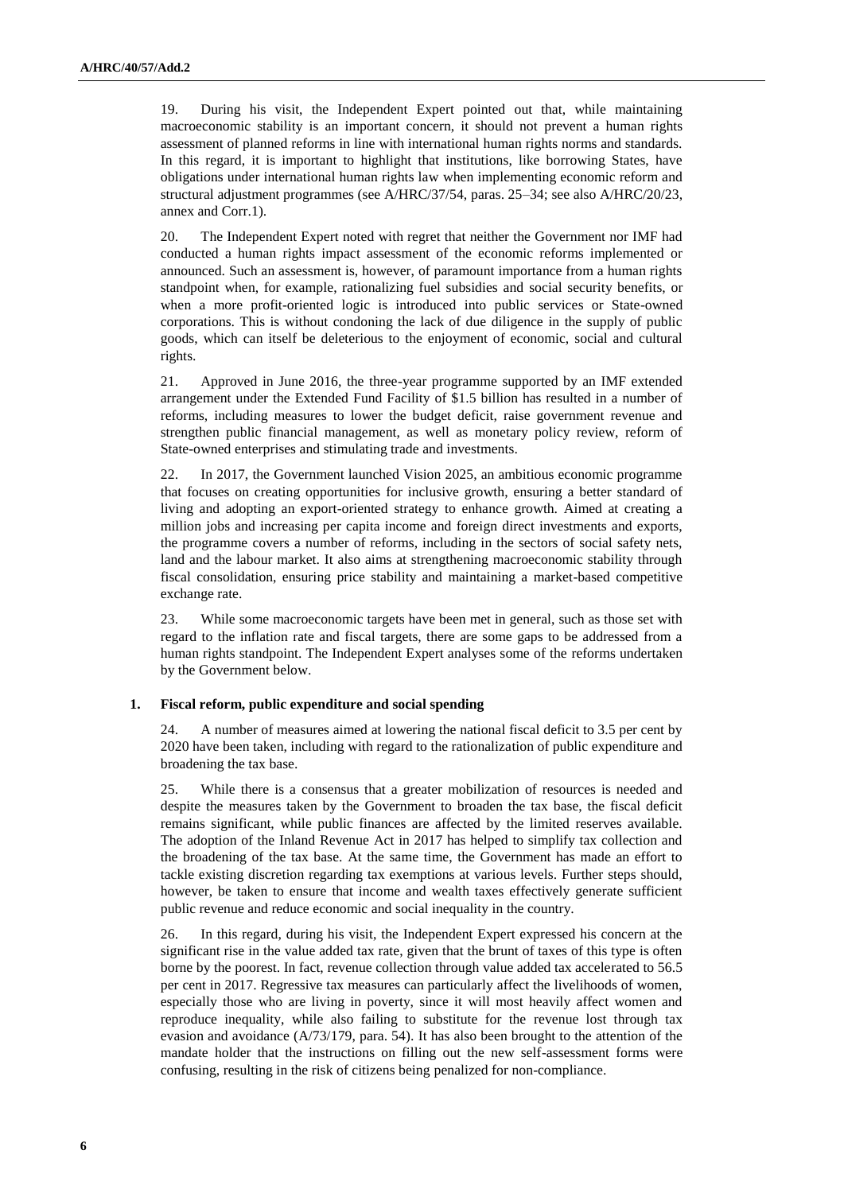19. During his visit, the Independent Expert pointed out that, while maintaining macroeconomic stability is an important concern, it should not prevent a human rights assessment of planned reforms in line with international human rights norms and standards. In this regard, it is important to highlight that institutions, like borrowing States, have obligations under international human rights law when implementing economic reform and structural adjustment programmes (see A/HRC/37/54, paras. 25–34; see also A/HRC/20/23, annex and Corr.1).

20. The Independent Expert noted with regret that neither the Government nor IMF had conducted a human rights impact assessment of the economic reforms implemented or announced. Such an assessment is, however, of paramount importance from a human rights standpoint when, for example, rationalizing fuel subsidies and social security benefits, or when a more profit-oriented logic is introduced into public services or State-owned corporations. This is without condoning the lack of due diligence in the supply of public goods, which can itself be deleterious to the enjoyment of economic, social and cultural rights.

21. Approved in June 2016, the three-year programme supported by an IMF extended arrangement under the Extended Fund Facility of $1.5 billion has resulted in a number of reforms, including measures to lower the budget deficit, raise government revenue and strengthen public financial management, as well as monetary policy review, reform of State-owned enterprises and stimulating trade and investments.

22. In 2017, the Government launched Vision 2025, an ambitious economic programme that focuses on creating opportunities for inclusive growth, ensuring a better standard of living and adopting an export-oriented strategy to enhance growth. Aimed at creating a million jobs and increasing per capita income and foreign direct investments and exports, the programme covers a number of reforms, including in the sectors of social safety nets, land and the labour market. It also aims at strengthening macroeconomic stability through fiscal consolidation, ensuring price stability and maintaining a market-based competitive exchange rate.

23. While some macroeconomic targets have been met in general, such as those set with regard to the inflation rate and fiscal targets, there are some gaps to be addressed from a human rights standpoint. The Independent Expert analyses some of the reforms undertaken by the Government below.

### 1. Fiscal reform, public expenditure and social spending

24. A number of measures aimed at lowering the national fiscal deficit to 3.5 per cent by 2020 have been taken, including with regard to the rationalization of public expenditure and broadening the tax base.

25. While there is a consensus that a greater mobilization of resources is needed and despite the measures taken by the Government to broaden the tax base, the fiscal deficit remains significant, while public finances are affected by the limited reserves available. The adoption of the Inland Revenue Act in 2017 has helped to simplify tax collection and the broadening of the tax base. At the same time, the Government has made an effort to tackle existing discretion regarding tax exemptions at various levels. Further steps should, however, be taken to ensure that income and wealth taxes effectively generate sufficient public revenue and reduce economic and social inequality in the country.

26. In this regard, during his visit, the Independent Expert expressed his concern at the significant rise in the value added tax rate, given that the brunt of taxes of this type is often borne by the poorest. In fact, revenue collection through value added tax accelerated to 56.5 per cent in 2017. Regressive tax measures can particularly affect the livelihoods of women, especially those who are living in poverty, since it will most heavily affect women and reproduce inequality, while also failing to substitute for the revenue lost through tax evasion and avoidance (A/73/179, para. 54). It has also been brought to the attention of the mandate holder that the instructions on filling out the new self-assessment forms were confusing, resulting in the risk of citizens being penalized for non-compliance.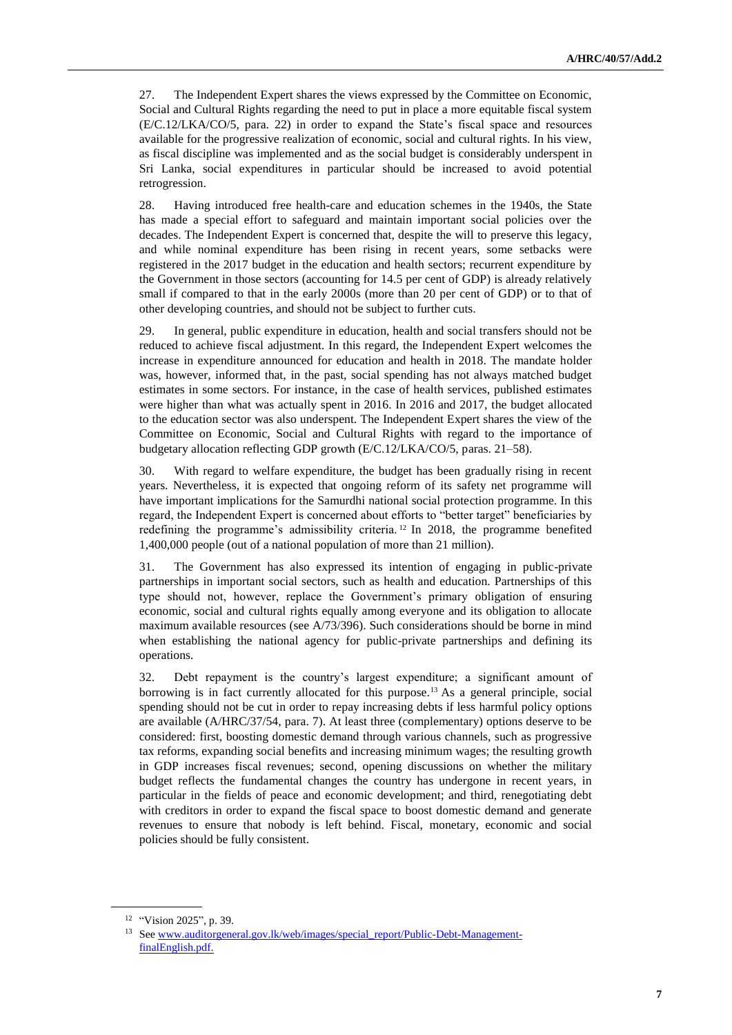27. The Independent Expert shares the views expressed by the Committee on Economic, Social and Cultural Rights regarding the need to put in place a more equitable fiscal system (E/C.12/LKA/CO/5, para. 22) in order to expand the State's fiscal space and resources available for the progressive realization of economic, social and cultural rights. In his view, as fiscal discipline was implemented and as the social budget is considerably underspent in Sri Lanka, social expenditures in particular should be increased to avoid potential retrogression.

28. Having introduced free health-care and education schemes in the 1940s, the State has made a special effort to safeguard and maintain important social policies over the decades. The Independent Expert is concerned that, despite the will to preserve this legacy, and while nominal expenditure has been rising in recent years, some setbacks were registered in the 2017 budget in the education and health sectors; recurrent expenditure by the Government in those sectors (accounting for 14.5 per cent of GDP) is already relatively small if compared to that in the early 2000s (more than 20 per cent of GDP) or to that of other developing countries, and should not be subject to further cuts.

29. In general, public expenditure in education, health and social transfers should not be reduced to achieve fiscal adjustment. In this regard, the Independent Expert welcomes the increase in expenditure announced for education and health in 2018. The mandate holder was, however, informed that, in the past, social spending has not always matched budget estimates in some sectors. For instance, in the case of health services, published estimates were higher than what was actually spent in 2016. In 2016 and 2017, the budget allocated to the education sector was also underspent. The Independent Expert shares the view of the Committee on Economic, Social and Cultural Rights with regard to the importance of budgetary allocation reflecting GDP growth (E/C.12/LKA/CO/5, paras. 21–58).

30. With regard to welfare expenditure, the budget has been gradually rising in recent years. Nevertheless, it is expected that ongoing reform of its safety net programme will have important implications for the Samurdhi national social protection programme. In this regard, the Independent Expert is concerned about efforts to "better target" beneficiaries by redefining the programme's admissibility criteria.[12] In 2018, the programme benefited 1,400,000 people (out of a national population of more than 21 million).

31. The Government has also expressed its intention of engaging in public-private partnerships in important social sectors, such as health and education. Partnerships of this type should not, however, replace the Government's primary obligation of ensuring economic, social and cultural rights equally among everyone and its obligation to allocate maximum available resources (see A/73/396). Such considerations should be borne in mind when establishing the national agency for public-private partnerships and defining its operations.

32. Debt repayment is the country's largest expenditure; a significant amount of borrowing is in fact currently allocated for this purpose.[13] As a general principle, social spending should not be cut in order to repay increasing debts if less harmful policy options are available (A/HRC/37/54, para. 7). At least three (complementary) options deserve to be considered: first, boosting domestic demand through various channels, such as progressive tax reforms, expanding social benefits and increasing minimum wages; the resulting growth in GDP increases fiscal revenues; second, opening discussions on whether the military budget reflects the fundamental changes the country has undergone in recent years, in particular in the fields of peace and economic development; and third, renegotiating debt with creditors in order to expand the fiscal space to boost domestic demand and generate revenues to ensure that nobody is left behind. Fiscal, monetary, economic and social policies should be fully consistent.

---

[12] "Vision 2025", p. 39.

[13] See www.auditorgeneral.gov.lk/web/images/special_report/Public-Debt-Management-finalEnglish.pdf.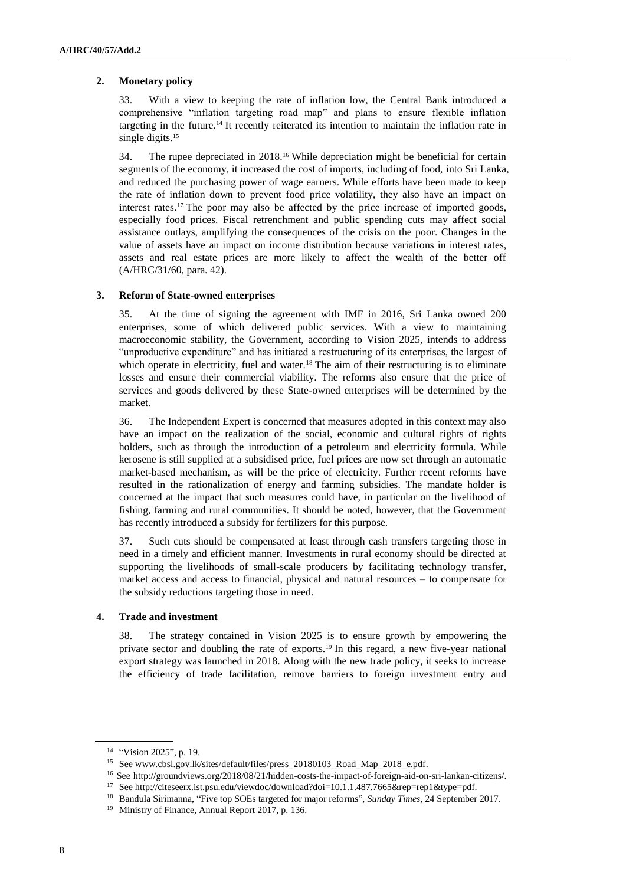### 2. Monetary policy

33. With a view to keeping the rate of inflation low, the Central Bank introduced a comprehensive "inflation targeting road map" and plans to ensure flexible inflation targeting in the future.[14] It recently reiterated its intention to maintain the inflation rate in single digits.[15]

34. The rupee depreciated in 2018.[16] While depreciation might be beneficial for certain segments of the economy, it increased the cost of imports, including of food, into Sri Lanka, and reduced the purchasing power of wage earners. While efforts have been made to keep the rate of inflation down to prevent food price volatility, they also have an impact on interest rates.[17] The poor may also be affected by the price increase of imported goods, especially food prices. Fiscal retrenchment and public spending cuts may affect social assistance outlays, amplifying the consequences of the crisis on the poor. Changes in the value of assets have an impact on income distribution because variations in interest rates, assets and real estate prices are more likely to affect the wealth of the better off (A/HRC/31/60, para. 42).

### 3. Reform of State-owned enterprises

35. At the time of signing the agreement with IMF in 2016, Sri Lanka owned 200 enterprises, some of which delivered public services. With a view to maintaining macroeconomic stability, the Government, according to Vision 2025, intends to address "unproductive expenditure" and has initiated a restructuring of its enterprises, the largest of which operate in electricity, fuel and water.[18] The aim of their restructuring is to eliminate losses and ensure their commercial viability. The reforms also ensure that the price of services and goods delivered by these State-owned enterprises will be determined by the market.

36. The Independent Expert is concerned that measures adopted in this context may also have an impact on the realization of the social, economic and cultural rights of rights holders, such as through the introduction of a petroleum and electricity formula. While kerosene is still supplied at a subsidised price, fuel prices are now set through an automatic market-based mechanism, as will be the price of electricity. Further recent reforms have resulted in the rationalization of energy and farming subsidies. The mandate holder is concerned at the impact that such measures could have, in particular on the livelihood of fishing, farming and rural communities. It should be noted, however, that the Government has recently introduced a subsidy for fertilizers for this purpose.

37. Such cuts should be compensated at least through cash transfers targeting those in need in a timely and efficient manner. Investments in rural economy should be directed at supporting the livelihoods of small-scale producers by facilitating technology transfer, market access and access to financial, physical and natural resources – to compensate for the subsidy reductions targeting those in need.

### 4. Trade and investment

38. The strategy contained in Vision 2025 is to ensure growth by empowering the private sector and doubling the rate of exports.[19] In this regard, a new five-year national export strategy was launched in 2018. Along with the new trade policy, it seeks to increase the efficiency of trade facilitation, remove barriers to foreign investment entry and

---

[14] "Vision 2025", p. 19.

[15] See www.cbsl.gov.lk/sites/default/files/press_20180103_Road_Map_2018_e.pdf.

[16] See http://groundviews.org/2018/08/21/hidden-costs-the-impact-of-foreign-aid-on-sri-lankan-citizens/.

[17] See http://citeseerx.ist.psu.edu/viewdoc/download?doi=10.1.1.487.7665&rep=rep1&type=pdf.

[18] Bandula Sirimanna, "Five top SOEs targeted for major reforms", *Sunday Times*, 24 September 2017.

[19] Ministry of Finance, Annual Report 2017, p. 136.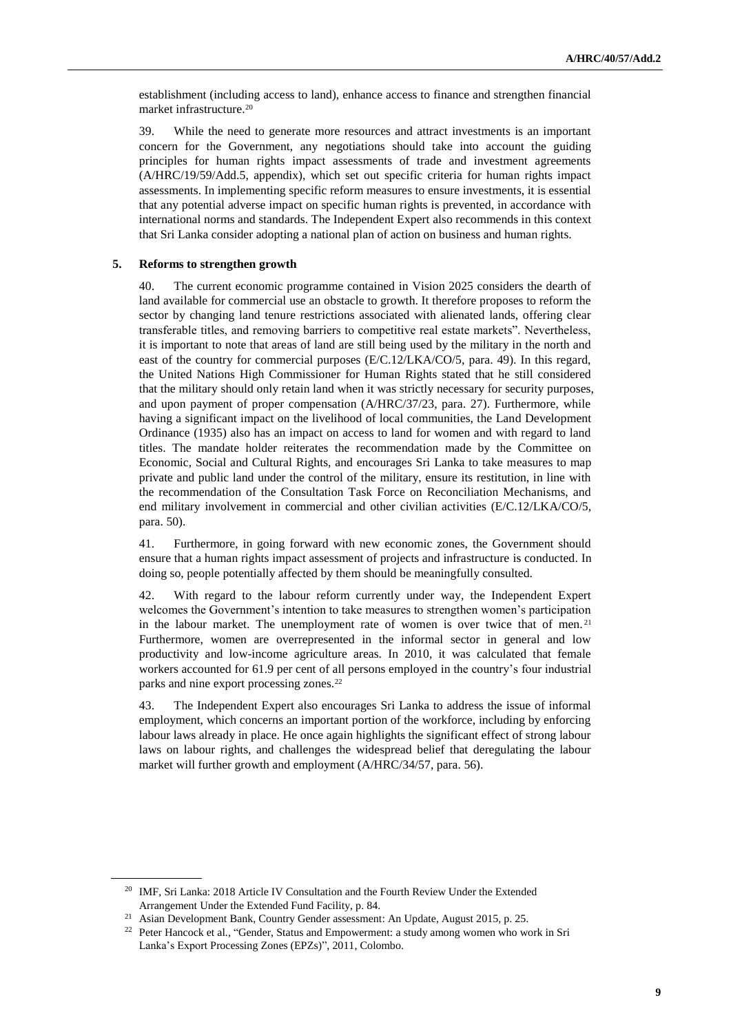establishment (including access to land), enhance access to finance and strengthen financial market infrastructure.[20]

39. While the need to generate more resources and attract investments is an important concern for the Government, any negotiations should take into account the guiding principles for human rights impact assessments of trade and investment agreements (A/HRC/19/59/Add.5, appendix), which set out specific criteria for human rights impact assessments. In implementing specific reform measures to ensure investments, it is essential that any potential adverse impact on specific human rights is prevented, in accordance with international norms and standards. The Independent Expert also recommends in this context that Sri Lanka consider adopting a national plan of action on business and human rights.

### 5. Reforms to strengthen growth

40. The current economic programme contained in Vision 2025 considers the dearth of land available for commercial use an obstacle to growth. It therefore proposes to reform the sector by changing land tenure restrictions associated with alienated lands, offering clear transferable titles, and removing barriers to competitive real estate markets". Nevertheless, it is important to note that areas of land are still being used by the military in the north and east of the country for commercial purposes (E/C.12/LKA/CO/5, para. 49). In this regard, the United Nations High Commissioner for Human Rights stated that he still considered that the military should only retain land when it was strictly necessary for security purposes, and upon payment of proper compensation (A/HRC/37/23, para. 27). Furthermore, while having a significant impact on the livelihood of local communities, the Land Development Ordinance (1935) also has an impact on access to land for women and with regard to land titles. The mandate holder reiterates the recommendation made by the Committee on Economic, Social and Cultural Rights, and encourages Sri Lanka to take measures to map private and public land under the control of the military, ensure its restitution, in line with the recommendation of the Consultation Task Force on Reconciliation Mechanisms, and end military involvement in commercial and other civilian activities (E/C.12/LKA/CO/5, para. 50).

41. Furthermore, in going forward with new economic zones, the Government should ensure that a human rights impact assessment of projects and infrastructure is conducted. In doing so, people potentially affected by them should be meaningfully consulted.

42. With regard to the labour reform currently under way, the Independent Expert welcomes the Government's intention to take measures to strengthen women's participation in the labour market. The unemployment rate of women is over twice that of men.[21] Furthermore, women are overrepresented in the informal sector in general and low productivity and low-income agriculture areas. In 2010, it was calculated that female workers accounted for 61.9 per cent of all persons employed in the country's four industrial parks and nine export processing zones.[22]

43. The Independent Expert also encourages Sri Lanka to address the issue of informal employment, which concerns an important portion of the workforce, including by enforcing labour laws already in place. He once again highlights the significant effect of strong labour laws on labour rights, and challenges the widespread belief that deregulating the labour market will further growth and employment (A/HRC/34/57, para. 56).

---

[20] IMF, Sri Lanka: 2018 Article IV Consultation and the Fourth Review Under the Extended Arrangement Under the Extended Fund Facility, p. 84.

[21] Asian Development Bank, Country Gender assessment: An Update, August 2015, p. 25.

[22] Peter Hancock et al., "Gender, Status and Empowerment: a study among women who work in Sri Lanka's Export Processing Zones (EPZs)", 2011, Colombo.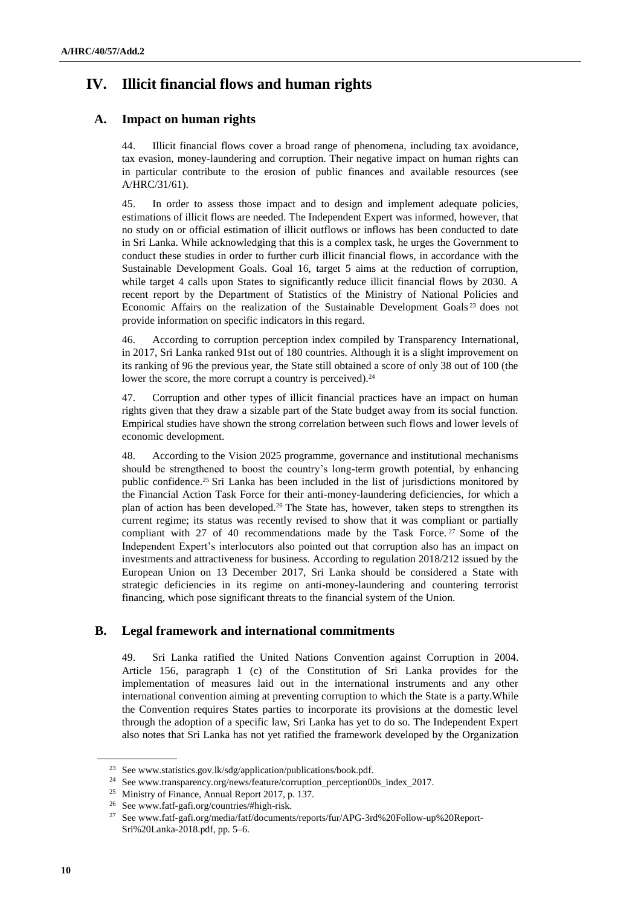## IV. Illicit financial flows and human rights

### A. Impact on human rights

44. Illicit financial flows cover a broad range of phenomena, including tax avoidance, tax evasion, money-laundering and corruption. Their negative impact on human rights can in particular contribute to the erosion of public finances and available resources (see A/HRC/31/61).

45. In order to assess those impact and to design and implement adequate policies, estimations of illicit flows are needed. The Independent Expert was informed, however, that no study on or official estimation of illicit outflows or inflows has been conducted to date in Sri Lanka. While acknowledging that this is a complex task, he urges the Government to conduct these studies in order to further curb illicit financial flows, in accordance with the Sustainable Development Goals. Goal 16, target 5 aims at the reduction of corruption, while target 4 calls upon States to significantly reduce illicit financial flows by 2030. A recent report by the Department of Statistics of the Ministry of National Policies and Economic Affairs on the realization of the Sustainable Development Goals[23] does not provide information on specific indicators in this regard.

46. According to corruption perception index compiled by Transparency International, in 2017, Sri Lanka ranked 91st out of 180 countries. Although it is a slight improvement on its ranking of 96 the previous year, the State still obtained a score of only 38 out of 100 (the lower the score, the more corrupt a country is perceived).[24]

47. Corruption and other types of illicit financial practices have an impact on human rights given that they draw a sizable part of the State budget away from its social function. Empirical studies have shown the strong correlation between such flows and lower levels of economic development.

48. According to the Vision 2025 programme, governance and institutional mechanisms should be strengthened to boost the country's long-term growth potential, by enhancing public confidence.[25] Sri Lanka has been included in the list of jurisdictions monitored by the Financial Action Task Force for their anti-money-laundering deficiencies, for which a plan of action has been developed.[26] The State has, however, taken steps to strengthen its current regime; its status was recently revised to show that it was compliant or partially compliant with 27 of 40 recommendations made by the Task Force.[27] Some of the Independent Expert's interlocutors also pointed out that corruption also has an impact on investments and attractiveness for business. According to regulation 2018/212 issued by the European Union on 13 December 2017, Sri Lanka should be considered a State with strategic deficiencies in its regime on anti-money-laundering and countering terrorist financing, which pose significant threats to the financial system of the Union.

### B. Legal framework and international commitments

49. Sri Lanka ratified the United Nations Convention against Corruption in 2004. Article 156, paragraph 1 (c) of the Constitution of Sri Lanka provides for the implementation of measures laid out in the international instruments and any other international convention aiming at preventing corruption to which the State is a party.While the Convention requires States parties to incorporate its provisions at the domestic level through the adoption of a specific law, Sri Lanka has yet to do so. The Independent Expert also notes that Sri Lanka has not yet ratified the framework developed by the Organization

---

[23] See www.statistics.gov.lk/sdg/application/publications/book.pdf.

[24] See www.transparency.org/news/feature/corruption_perception00s_index_2017.

[25] Ministry of Finance, Annual Report 2017, p. 137.

[26] See www.fatf-gafi.org/countries/#high-risk.

[27] See www.fatf-gafi.org/media/fatf/documents/reports/fur/APG-3rd%20Follow-up%20Report-Sri%20Lanka-2018.pdf, pp. 5–6.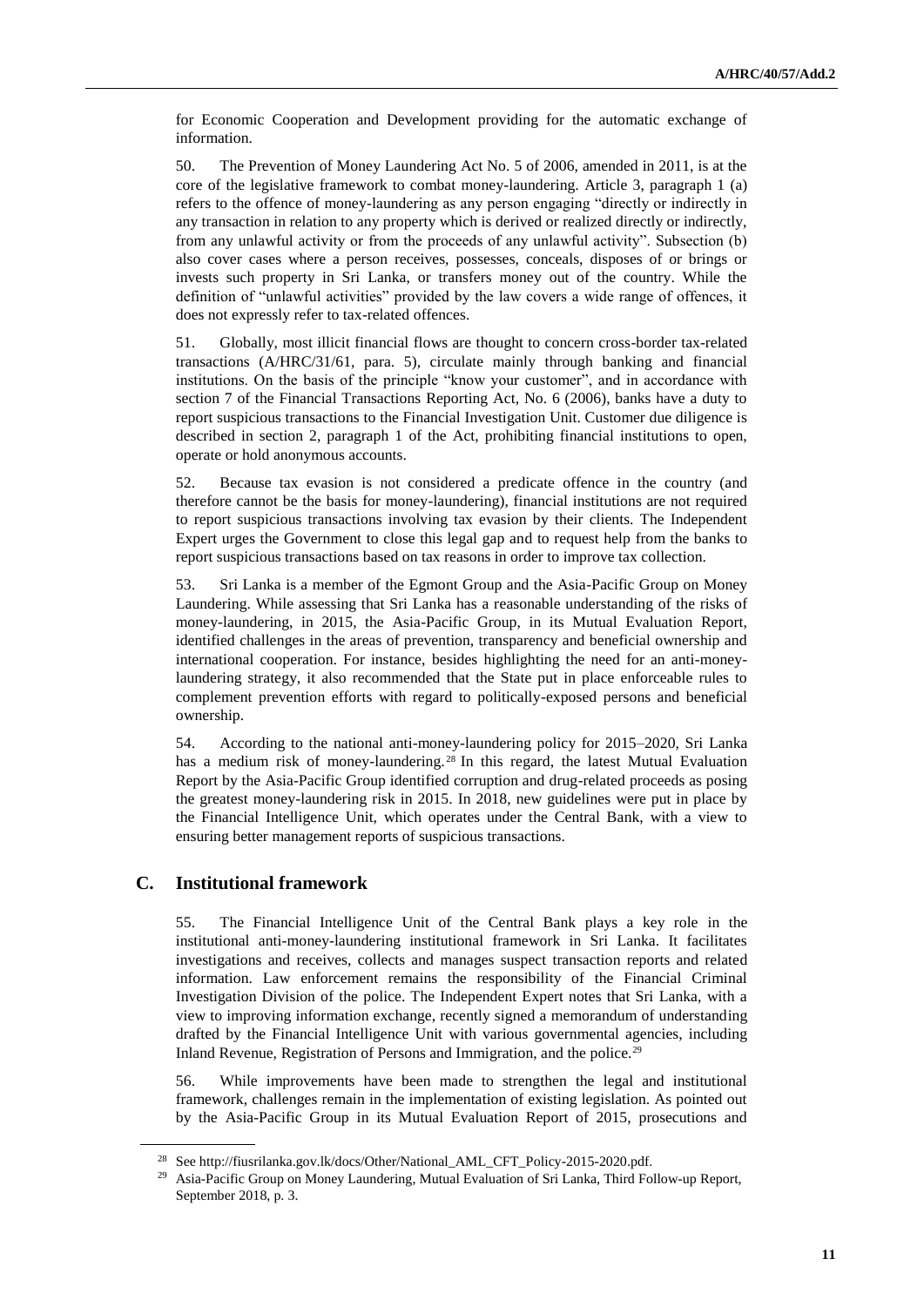for Economic Cooperation and Development providing for the automatic exchange of information.

50. The Prevention of Money Laundering Act No. 5 of 2006, amended in 2011, is at the core of the legislative framework to combat money-laundering. Article 3, paragraph 1 (a) refers to the offence of money-laundering as any person engaging "directly or indirectly in any transaction in relation to any property which is derived or realized directly or indirectly, from any unlawful activity or from the proceeds of any unlawful activity". Subsection (b) also cover cases where a person receives, possesses, conceals, disposes of or brings or invests such property in Sri Lanka, or transfers money out of the country. While the definition of "unlawful activities" provided by the law covers a wide range of offences, it does not expressly refer to tax-related offences.

51. Globally, most illicit financial flows are thought to concern cross-border tax-related transactions (A/HRC/31/61, para. 5), circulate mainly through banking and financial institutions. On the basis of the principle "know your customer", and in accordance with section 7 of the Financial Transactions Reporting Act, No. 6 (2006), banks have a duty to report suspicious transactions to the Financial Investigation Unit. Customer due diligence is described in section 2, paragraph 1 of the Act, prohibiting financial institutions to open, operate or hold anonymous accounts.

52. Because tax evasion is not considered a predicate offence in the country (and therefore cannot be the basis for money-laundering), financial institutions are not required to report suspicious transactions involving tax evasion by their clients. The Independent Expert urges the Government to close this legal gap and to request help from the banks to report suspicious transactions based on tax reasons in order to improve tax collection.

53. Sri Lanka is a member of the Egmont Group and the Asia-Pacific Group on Money Laundering. While assessing that Sri Lanka has a reasonable understanding of the risks of money-laundering, in 2015, the Asia-Pacific Group, in its Mutual Evaluation Report, identified challenges in the areas of prevention, transparency and beneficial ownership and international cooperation. For instance, besides highlighting the need for an anti-money-laundering strategy, it also recommended that the State put in place enforceable rules to complement prevention efforts with regard to politically-exposed persons and beneficial ownership.

54. According to the national anti-money-laundering policy for 2015–2020, Sri Lanka has a medium risk of money-laundering.[28] In this regard, the latest Mutual Evaluation Report by the Asia-Pacific Group identified corruption and drug-related proceeds as posing the greatest money-laundering risk in 2015. In 2018, new guidelines were put in place by the Financial Intelligence Unit, which operates under the Central Bank, with a view to ensuring better management reports of suspicious transactions.

## C. Institutional framework

55. The Financial Intelligence Unit of the Central Bank plays a key role in the institutional anti-money-laundering institutional framework in Sri Lanka. It facilitates investigations and receives, collects and manages suspect transaction reports and related information. Law enforcement remains the responsibility of the Financial Criminal Investigation Division of the police. The Independent Expert notes that Sri Lanka, with a view to improving information exchange, recently signed a memorandum of understanding drafted by the Financial Intelligence Unit with various governmental agencies, including Inland Revenue, Registration of Persons and Immigration, and the police.[29]

56. While improvements have been made to strengthen the legal and institutional framework, challenges remain in the implementation of existing legislation. As pointed out by the Asia-Pacific Group in its Mutual Evaluation Report of 2015, prosecutions and

---

[28] See http://fiusrilanka.gov.lk/docs/Other/National_AML_CFT_Policy-2015-2020.pdf.

[29] Asia-Pacific Group on Money Laundering, Mutual Evaluation of Sri Lanka, Third Follow-up Report, September 2018, p. 3.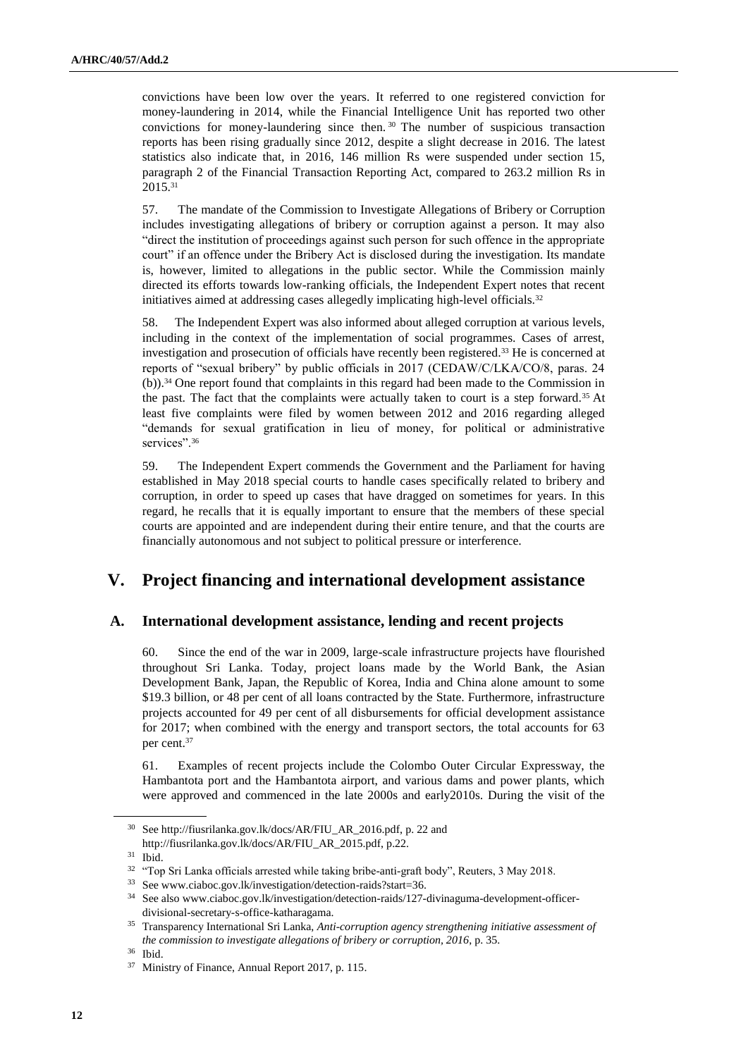convictions have been low over the years. It referred to one registered conviction for money-laundering in 2014, while the Financial Intelligence Unit has reported two other convictions for money-laundering since then.[30] The number of suspicious transaction reports has been rising gradually since 2012, despite a slight decrease in 2016. The latest statistics also indicate that, in 2016, 146 million Rs were suspended under section 15, paragraph 2 of the Financial Transaction Reporting Act, compared to 263.2 million Rs in 2015.[31]

57. The mandate of the Commission to Investigate Allegations of Bribery or Corruption includes investigating allegations of bribery or corruption against a person. It may also "direct the institution of proceedings against such person for such offence in the appropriate court" if an offence under the Bribery Act is disclosed during the investigation. Its mandate is, however, limited to allegations in the public sector. While the Commission mainly directed its efforts towards low-ranking officials, the Independent Expert notes that recent initiatives aimed at addressing cases allegedly implicating high-level officials.[32]

58. The Independent Expert was also informed about alleged corruption at various levels, including in the context of the implementation of social programmes. Cases of arrest, investigation and prosecution of officials have recently been registered.[33] He is concerned at reports of "sexual bribery" by public officials in 2017 (CEDAW/C/LKA/CO/8, paras. 24 (b)).[34] One report found that complaints in this regard had been made to the Commission in the past. The fact that the complaints were actually taken to court is a step forward.[35] At least five complaints were filed by women between 2012 and 2016 regarding alleged "demands for sexual gratification in lieu of money, for political or administrative services".[36]

59. The Independent Expert commends the Government and the Parliament for having established in May 2018 special courts to handle cases specifically related to bribery and corruption, in order to speed up cases that have dragged on sometimes for years. In this regard, he recalls that it is equally important to ensure that the members of these special courts are appointed and are independent during their entire tenure, and that the courts are financially autonomous and not subject to political pressure or interference.

# V. Project financing and international development assistance

## A. International development assistance, lending and recent projects

60. Since the end of the war in 2009, large-scale infrastructure projects have flourished throughout Sri Lanka. Today, project loans made by the World Bank, the Asian Development Bank, Japan, the Republic of Korea, India and China alone amount to some $19.3 billion, or 48 per cent of all loans contracted by the State. Furthermore, infrastructure projects accounted for 49 per cent of all disbursements for official development assistance for 2017; when combined with the energy and transport sectors, the total accounts for 63 per cent.[37]

61. Examples of recent projects include the Colombo Outer Circular Expressway, the Hambantota port and the Hambantota airport, and various dams and power plants, which were approved and commenced in the late 2000s and early2010s. During the visit of the

---

[30] See http://fiusrilanka.gov.lk/docs/AR/FIU_AR_2016.pdf, p. 22 and http://fiusrilanka.gov.lk/docs/AR/FIU_AR_2015.pdf, p.22.

[31] Ibid.

[32] "Top Sri Lanka officials arrested while taking bribe-anti-graft body", Reuters, 3 May 2018.

[33] See www.ciaboc.gov.lk/investigation/detection-raids?start=36.

[34] See also www.ciaboc.gov.lk/investigation/detection-raids/127-divinaguma-development-officer-divisional-secretary-s-office-katharagama.

[35] Transparency International Sri Lanka, *Anti-corruption agency strengthening initiative assessment of the commission to investigate allegations of bribery or corruption, 2016*, p. 35.

[36] Ibid.

[37] Ministry of Finance, Annual Report 2017, p. 115.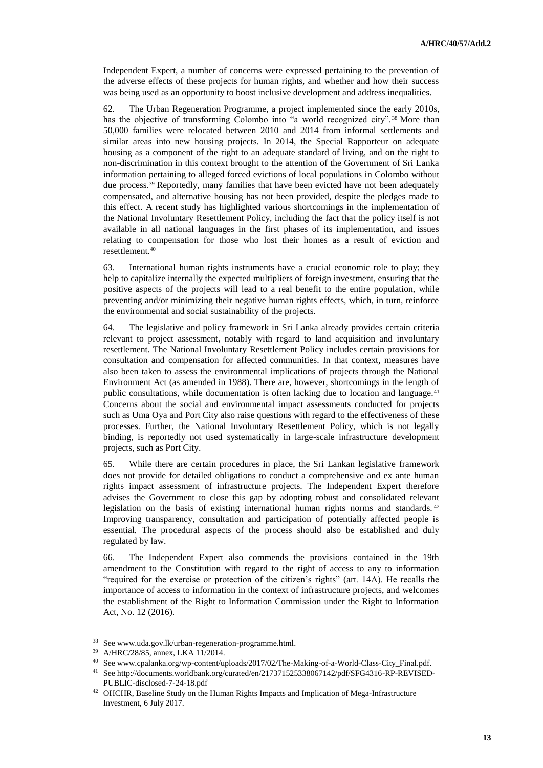Independent Expert, a number of concerns were expressed pertaining to the prevention of the adverse effects of these projects for human rights, and whether and how their success was being used as an opportunity to boost inclusive development and address inequalities.

62. The Urban Regeneration Programme, a project implemented since the early 2010s, has the objective of transforming Colombo into "a world recognized city".[38] More than 50,000 families were relocated between 2010 and 2014 from informal settlements and similar areas into new housing projects. In 2014, the Special Rapporteur on adequate housing as a component of the right to an adequate standard of living, and on the right to non-discrimination in this context brought to the attention of the Government of Sri Lanka information pertaining to alleged forced evictions of local populations in Colombo without due process.[39] Reportedly, many families that have been evicted have not been adequately compensated, and alternative housing has not been provided, despite the pledges made to this effect. A recent study has highlighted various shortcomings in the implementation of the National Involuntary Resettlement Policy, including the fact that the policy itself is not available in all national languages in the first phases of its implementation, and issues relating to compensation for those who lost their homes as a result of eviction and resettlement.[40]

63. International human rights instruments have a crucial economic role to play; they help to capitalize internally the expected multipliers of foreign investment, ensuring that the positive aspects of the projects will lead to a real benefit to the entire population, while preventing and/or minimizing their negative human rights effects, which, in turn, reinforce the environmental and social sustainability of the projects.

64. The legislative and policy framework in Sri Lanka already provides certain criteria relevant to project assessment, notably with regard to land acquisition and involuntary resettlement. The National Involuntary Resettlement Policy includes certain provisions for consultation and compensation for affected communities. In that context, measures have also been taken to assess the environmental implications of projects through the National Environment Act (as amended in 1988). There are, however, shortcomings in the length of public consultations, while documentation is often lacking due to location and language.[41] Concerns about the social and environmental impact assessments conducted for projects such as Uma Oya and Port City also raise questions with regard to the effectiveness of these processes. Further, the National Involuntary Resettlement Policy, which is not legally binding, is reportedly not used systematically in large-scale infrastructure development projects, such as Port City.

65. While there are certain procedures in place, the Sri Lankan legislative framework does not provide for detailed obligations to conduct a comprehensive and ex ante human rights impact assessment of infrastructure projects. The Independent Expert therefore advises the Government to close this gap by adopting robust and consolidated relevant legislation on the basis of existing international human rights norms and standards.[42] Improving transparency, consultation and participation of potentially affected people is essential. The procedural aspects of the process should also be established and duly regulated by law.

66. The Independent Expert also commends the provisions contained in the 19th amendment to the Constitution with regard to the right of access to any to information "required for the exercise or protection of the citizen's rights" (art. 14A). He recalls the importance of access to information in the context of infrastructure projects, and welcomes the establishment of the Right to Information Commission under the Right to Information Act, No. 12 (2016).

---

[38] See www.uda.gov.lk/urban-regeneration-programme.html.

[39] A/HRC/28/85, annex, LKA 11/2014.

[40] See www.cpalanka.org/wp-content/uploads/2017/02/The-Making-of-a-World-Class-City_Final.pdf.

[41] See http://documents.worldbank.org/curated/en/217371525338067142/pdf/SFG4316-RP-REVISED-PUBLIC-disclosed-7-24-18.pdf

[42] OHCHR, Baseline Study on the Human Rights Impacts and Implication of Mega-Infrastructure Investment, 6 July 2017.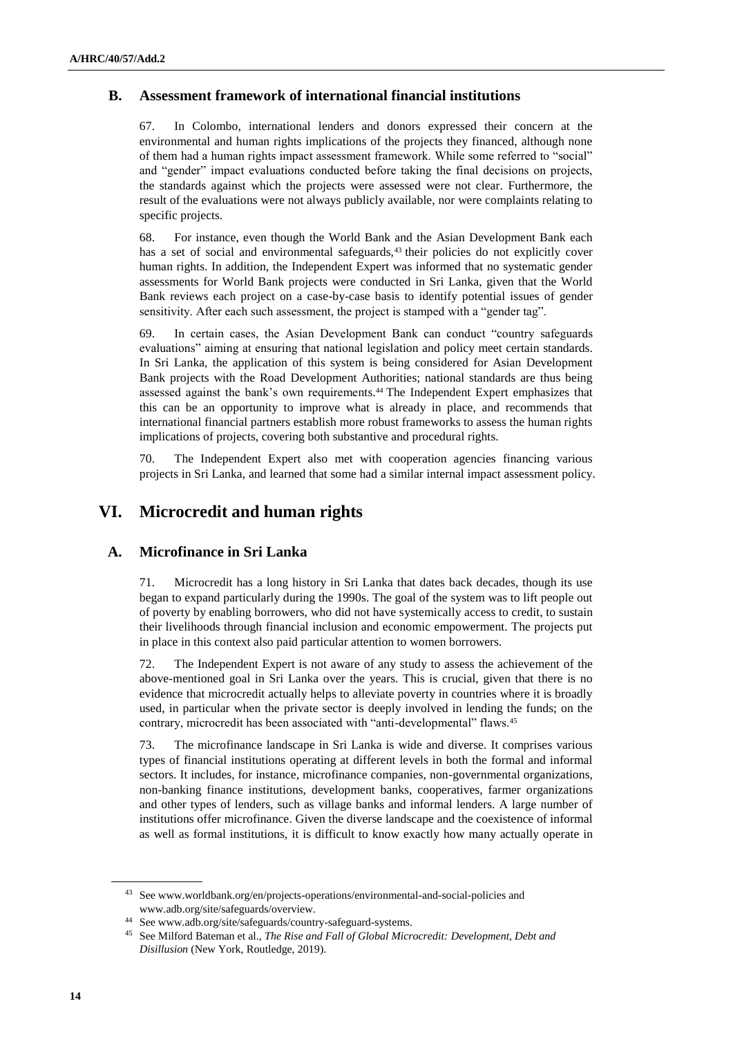## B. Assessment framework of international financial institutions

67. In Colombo, international lenders and donors expressed their concern at the environmental and human rights implications of the projects they financed, although none of them had a human rights impact assessment framework. While some referred to "social" and "gender" impact evaluations conducted before taking the final decisions on projects, the standards against which the projects were assessed were not clear. Furthermore, the result of the evaluations were not always publicly available, nor were complaints relating to specific projects.

68. For instance, even though the World Bank and the Asian Development Bank each has a set of social and environmental safeguards,[43] their policies do not explicitly cover human rights. In addition, the Independent Expert was informed that no systematic gender assessments for World Bank projects were conducted in Sri Lanka, given that the World Bank reviews each project on a case-by-case basis to identify potential issues of gender sensitivity. After each such assessment, the project is stamped with a "gender tag".

69. In certain cases, the Asian Development Bank can conduct "country safeguards evaluations" aiming at ensuring that national legislation and policy meet certain standards. In Sri Lanka, the application of this system is being considered for Asian Development Bank projects with the Road Development Authorities; national standards are thus being assessed against the bank's own requirements.[44] The Independent Expert emphasizes that this can be an opportunity to improve what is already in place, and recommends that international financial partners establish more robust frameworks to assess the human rights implications of projects, covering both substantive and procedural rights.

70. The Independent Expert also met with cooperation agencies financing various projects in Sri Lanka, and learned that some had a similar internal impact assessment policy.

# VI. Microcredit and human rights

## A. Microfinance in Sri Lanka

71. Microcredit has a long history in Sri Lanka that dates back decades, though its use began to expand particularly during the 1990s. The goal of the system was to lift people out of poverty by enabling borrowers, who did not have systemically access to credit, to sustain their livelihoods through financial inclusion and economic empowerment. The projects put in place in this context also paid particular attention to women borrowers.

72. The Independent Expert is not aware of any study to assess the achievement of the above-mentioned goal in Sri Lanka over the years. This is crucial, given that there is no evidence that microcredit actually helps to alleviate poverty in countries where it is broadly used, in particular when the private sector is deeply involved in lending the funds; on the contrary, microcredit has been associated with "anti-developmental" flaws.[45]

73. The microfinance landscape in Sri Lanka is wide and diverse. It comprises various types of financial institutions operating at different levels in both the formal and informal sectors. It includes, for instance, microfinance companies, non-governmental organizations, non-banking finance institutions, development banks, cooperatives, farmer organizations and other types of lenders, such as village banks and informal lenders. A large number of institutions offer microfinance. Given the diverse landscape and the coexistence of informal as well as formal institutions, it is difficult to know exactly how many actually operate in

---

[43] See www.worldbank.org/en/projects-operations/environmental-and-social-policies and www.adb.org/site/safeguards/overview.

[44] See www.adb.org/site/safeguards/country-safeguard-systems.

[45] See Milford Bateman et al., *The Rise and Fall of Global Microcredit: Development, Debt and Disillusion* (New York, Routledge, 2019).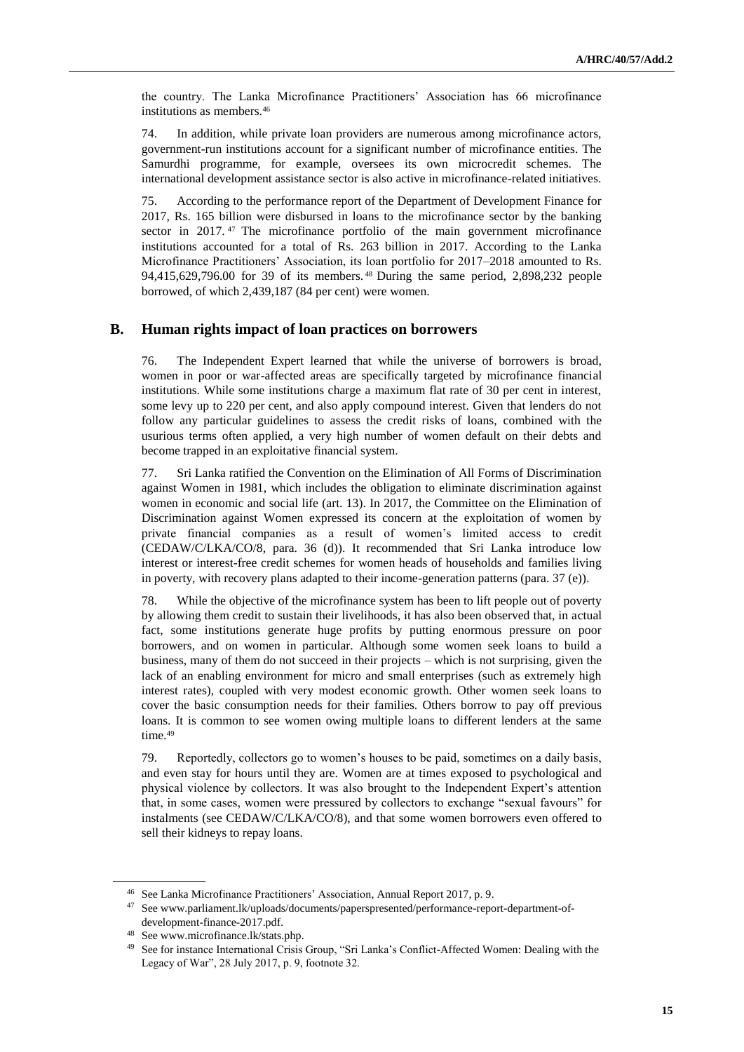the country. The Lanka Microfinance Practitioners' Association has 66 microfinance institutions as members.[46]

74. In addition, while private loan providers are numerous among microfinance actors, government-run institutions account for a significant number of microfinance entities. The Samurdhi programme, for example, oversees its own microcredit schemes. The international development assistance sector is also active in microfinance-related initiatives.

75. According to the performance report of the Department of Development Finance for 2017, Rs. 165 billion were disbursed in loans to the microfinance sector by the banking sector in 2017.[47] The microfinance portfolio of the main government microfinance institutions accounted for a total of Rs. 263 billion in 2017. According to the Lanka Microfinance Practitioners' Association, its loan portfolio for 2017–2018 amounted to Rs. 94,415,629,796.00 for 39 of its members.[48] During the same period, 2,898,232 people borrowed, of which 2,439,187 (84 per cent) were women.

## B. Human rights impact of loan practices on borrowers

76. The Independent Expert learned that while the universe of borrowers is broad, women in poor or war-affected areas are specifically targeted by microfinance financial institutions. While some institutions charge a maximum flat rate of 30 per cent in interest, some levy up to 220 per cent, and also apply compound interest. Given that lenders do not follow any particular guidelines to assess the credit risks of loans, combined with the usurious terms often applied, a very high number of women default on their debts and become trapped in an exploitative financial system.

77. Sri Lanka ratified the Convention on the Elimination of All Forms of Discrimination against Women in 1981, which includes the obligation to eliminate discrimination against women in economic and social life (art. 13). In 2017, the Committee on the Elimination of Discrimination against Women expressed its concern at the exploitation of women by private financial companies as a result of women's limited access to credit (CEDAW/C/LKA/CO/8, para. 36 (d)). It recommended that Sri Lanka introduce low interest or interest-free credit schemes for women heads of households and families living in poverty, with recovery plans adapted to their income-generation patterns (para. 37 (e)).

78. While the objective of the microfinance system has been to lift people out of poverty by allowing them credit to sustain their livelihoods, it has also been observed that, in actual fact, some institutions generate huge profits by putting enormous pressure on poor borrowers, and on women in particular. Although some women seek loans to build a business, many of them do not succeed in their projects – which is not surprising, given the lack of an enabling environment for micro and small enterprises (such as extremely high interest rates), coupled with very modest economic growth. Other women seek loans to cover the basic consumption needs for their families. Others borrow to pay off previous loans. It is common to see women owing multiple loans to different lenders at the same time.[49]

79. Reportedly, collectors go to women's houses to be paid, sometimes on a daily basis, and even stay for hours until they are. Women are at times exposed to psychological and physical violence by collectors. It was also brought to the Independent Expert's attention that, in some cases, women were pressured by collectors to exchange "sexual favours" for instalments (see CEDAW/C/LKA/CO/8), and that some women borrowers even offered to sell their kidneys to repay loans.

---

[46] See Lanka Microfinance Practitioners' Association, Annual Report 2017, p. 9.

[47] See www.parliament.lk/uploads/documents/paperspresented/performance-report-department-of-development-finance-2017.pdf.

[48] See www.microfinance.lk/stats.php.

[49] See for instance International Crisis Group, "Sri Lanka's Conflict-Affected Women: Dealing with the Legacy of War", 28 July 2017, p. 9, footnote 32.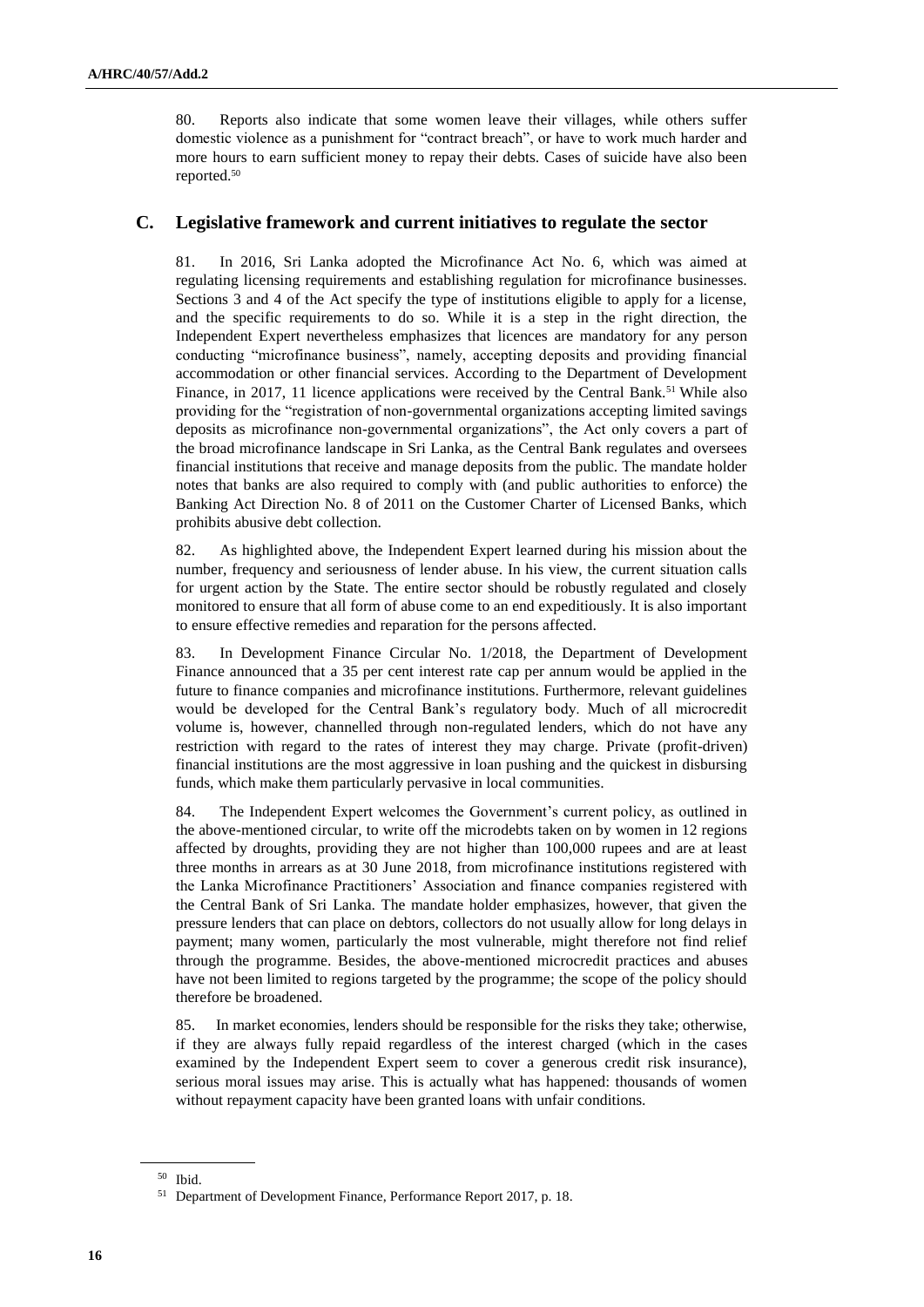80. Reports also indicate that some women leave their villages, while others suffer domestic violence as a punishment for "contract breach", or have to work much harder and more hours to earn sufficient money to repay their debts. Cases of suicide have also been reported.[50]

## C. Legislative framework and current initiatives to regulate the sector

81. In 2016, Sri Lanka adopted the Microfinance Act No. 6, which was aimed at regulating licensing requirements and establishing regulation for microfinance businesses. Sections 3 and 4 of the Act specify the type of institutions eligible to apply for a license, and the specific requirements to do so. While it is a step in the right direction, the Independent Expert nevertheless emphasizes that licences are mandatory for any person conducting "microfinance business", namely, accepting deposits and providing financial accommodation or other financial services. According to the Department of Development Finance, in 2017, 11 licence applications were received by the Central Bank.[51] While also providing for the "registration of non-governmental organizations accepting limited savings deposits as microfinance non-governmental organizations", the Act only covers a part of the broad microfinance landscape in Sri Lanka, as the Central Bank regulates and oversees financial institutions that receive and manage deposits from the public. The mandate holder notes that banks are also required to comply with (and public authorities to enforce) the Banking Act Direction No. 8 of 2011 on the Customer Charter of Licensed Banks, which prohibits abusive debt collection.

82. As highlighted above, the Independent Expert learned during his mission about the number, frequency and seriousness of lender abuse. In his view, the current situation calls for urgent action by the State. The entire sector should be robustly regulated and closely monitored to ensure that all form of abuse come to an end expeditiously. It is also important to ensure effective remedies and reparation for the persons affected.

83. In Development Finance Circular No. 1/2018, the Department of Development Finance announced that a 35 per cent interest rate cap per annum would be applied in the future to finance companies and microfinance institutions. Furthermore, relevant guidelines would be developed for the Central Bank's regulatory body. Much of all microcredit volume is, however, channelled through non-regulated lenders, which do not have any restriction with regard to the rates of interest they may charge. Private (profit-driven) financial institutions are the most aggressive in loan pushing and the quickest in disbursing funds, which make them particularly pervasive in local communities.

84. The Independent Expert welcomes the Government's current policy, as outlined in the above-mentioned circular, to write off the microdebts taken on by women in 12 regions affected by droughts, providing they are not higher than 100,000 rupees and are at least three months in arrears as at 30 June 2018, from microfinance institutions registered with the Lanka Microfinance Practitioners' Association and finance companies registered with the Central Bank of Sri Lanka. The mandate holder emphasizes, however, that given the pressure lenders that can place on debtors, collectors do not usually allow for long delays in payment; many women, particularly the most vulnerable, might therefore not find relief through the programme. Besides, the above-mentioned microcredit practices and abuses have not been limited to regions targeted by the programme; the scope of the policy should therefore be broadened.

85. In market economies, lenders should be responsible for the risks they take; otherwise, if they are always fully repaid regardless of the interest charged (which in the cases examined by the Independent Expert seem to cover a generous credit risk insurance), serious moral issues may arise. This is actually what has happened: thousands of women without repayment capacity have been granted loans with unfair conditions.

---

[50] Ibid.

[51] Department of Development Finance, Performance Report 2017, p. 18.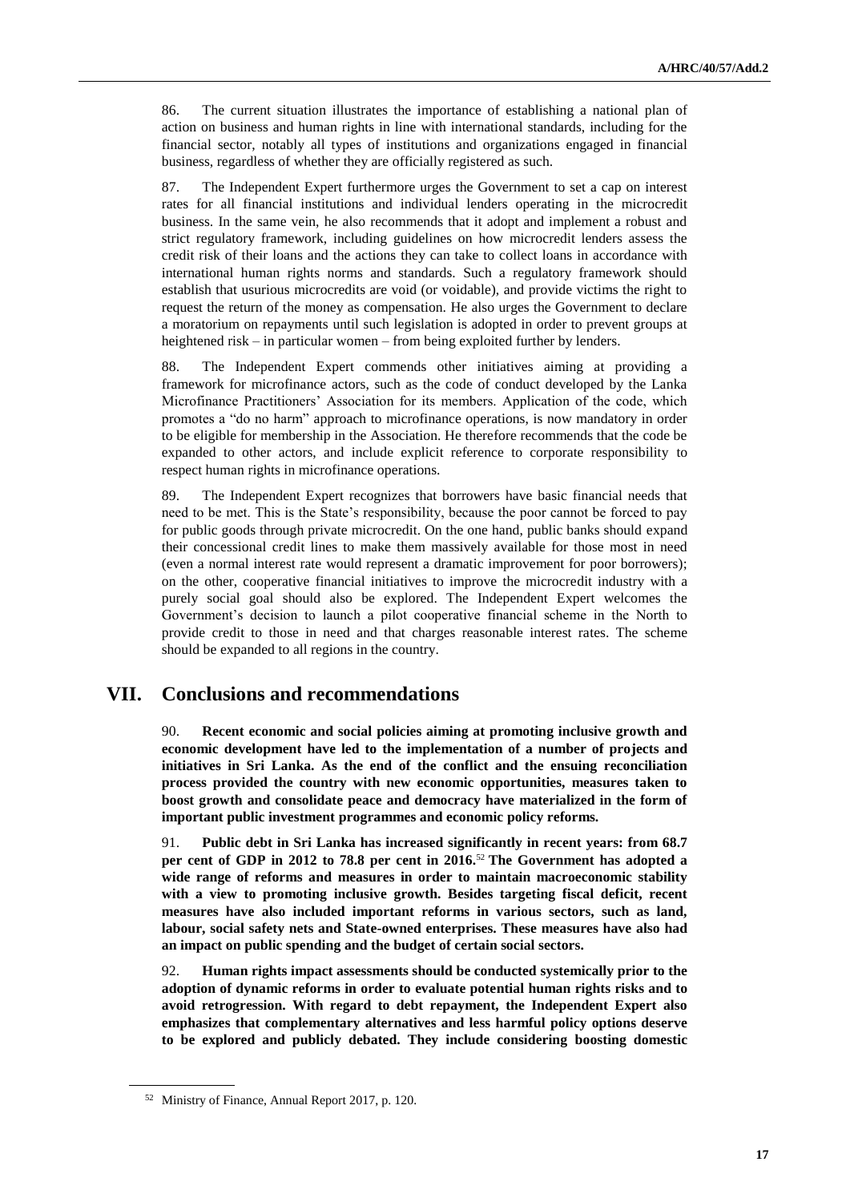86. The current situation illustrates the importance of establishing a national plan of action on business and human rights in line with international standards, including for the financial sector, notably all types of institutions and organizations engaged in financial business, regardless of whether they are officially registered as such.

87. The Independent Expert furthermore urges the Government to set a cap on interest rates for all financial institutions and individual lenders operating in the microcredit business. In the same vein, he also recommends that it adopt and implement a robust and strict regulatory framework, including guidelines on how microcredit lenders assess the credit risk of their loans and the actions they can take to collect loans in accordance with international human rights norms and standards. Such a regulatory framework should establish that usurious microcredits are void (or voidable), and provide victims the right to request the return of the money as compensation. He also urges the Government to declare a moratorium on repayments until such legislation is adopted in order to prevent groups at heightened risk – in particular women – from being exploited further by lenders.

88. The Independent Expert commends other initiatives aiming at providing a framework for microfinance actors, such as the code of conduct developed by the Lanka Microfinance Practitioners' Association for its members. Application of the code, which promotes a "do no harm" approach to microfinance operations, is now mandatory in order to be eligible for membership in the Association. He therefore recommends that the code be expanded to other actors, and include explicit reference to corporate responsibility to respect human rights in microfinance operations.

89. The Independent Expert recognizes that borrowers have basic financial needs that need to be met. This is the State's responsibility, because the poor cannot be forced to pay for public goods through private microcredit. On the one hand, public banks should expand their concessional credit lines to make them massively available for those most in need (even a normal interest rate would represent a dramatic improvement for poor borrowers); on the other, cooperative financial initiatives to improve the microcredit industry with a purely social goal should also be explored. The Independent Expert welcomes the Government's decision to launch a pilot cooperative financial scheme in the North to provide credit to those in need and that charges reasonable interest rates. The scheme should be expanded to all regions in the country.

# VII. Conclusions and recommendations

90. **Recent economic and social policies aiming at promoting inclusive growth and economic development have led to the implementation of a number of projects and initiatives in Sri Lanka. As the end of the conflict and the ensuing reconciliation process provided the country with new economic opportunities, measures taken to boost growth and consolidate peace and democracy have materialized in the form of important public investment programmes and economic policy reforms.**

91. **Public debt in Sri Lanka has increased significantly in recent years: from 68.7 per cent of GDP in 2012 to 78.8 per cent in 2016.**[52] **The Government has adopted a wide range of reforms and measures in order to maintain macroeconomic stability with a view to promoting inclusive growth. Besides targeting fiscal deficit, recent measures have also included important reforms in various sectors, such as land, labour, social safety nets and State-owned enterprises. These measures have also had an impact on public spending and the budget of certain social sectors.**

92. **Human rights impact assessments should be conducted systemically prior to the adoption of dynamic reforms in order to evaluate potential human rights risks and to avoid retrogression. With regard to debt repayment, the Independent Expert also emphasizes that complementary alternatives and less harmful policy options deserve to be explored and publicly debated. They include considering boosting domestic**

[52] Ministry of Finance, Annual Report 2017, p. 120.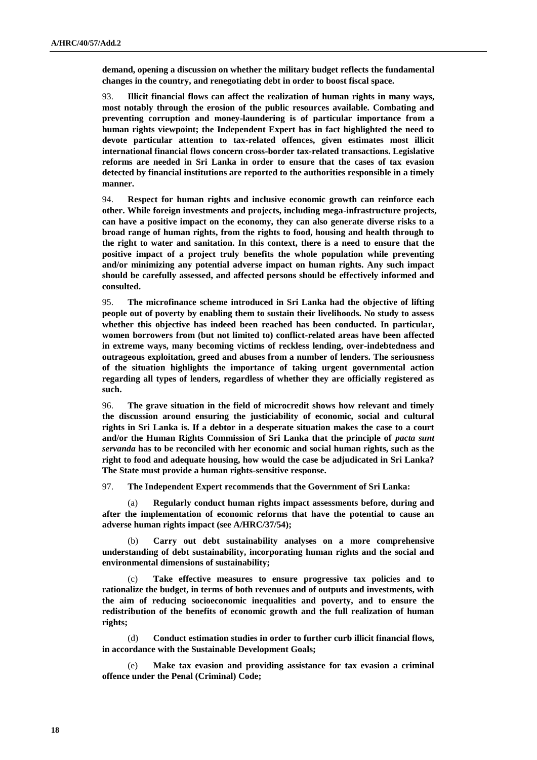**demand, opening a discussion on whether the military budget reflects the fundamental changes in the country, and renegotiating debt in order to boost fiscal space.**

93. **Illicit financial flows can affect the realization of human rights in many ways, most notably through the erosion of the public resources available. Combating and preventing corruption and money-laundering is of particular importance from a human rights viewpoint; the Independent Expert has in fact highlighted the need to devote particular attention to tax-related offences, given estimates most illicit international financial flows concern cross-border tax-related transactions. Legislative reforms are needed in Sri Lanka in order to ensure that the cases of tax evasion detected by financial institutions are reported to the authorities responsible in a timely manner.**

94. **Respect for human rights and inclusive economic growth can reinforce each other. While foreign investments and projects, including mega-infrastructure projects, can have a positive impact on the economy, they can also generate diverse risks to a broad range of human rights, from the rights to food, housing and health through to the right to water and sanitation. In this context, there is a need to ensure that the positive impact of a project truly benefits the whole population while preventing and/or minimizing any potential adverse impact on human rights. Any such impact should be carefully assessed, and affected persons should be effectively informed and consulted.**

95. **The microfinance scheme introduced in Sri Lanka had the objective of lifting people out of poverty by enabling them to sustain their livelihoods. No study to assess whether this objective has indeed been reached has been conducted. In particular, women borrowers from (but not limited to) conflict-related areas have been affected in extreme ways, many becoming victims of reckless lending, over-indebtedness and outrageous exploitation, greed and abuses from a number of lenders. The seriousness of the situation highlights the importance of taking urgent governmental action regarding all types of lenders, regardless of whether they are officially registered as such.**

96. **The grave situation in the field of microcredit shows how relevant and timely the discussion around ensuring the justiciability of economic, social and cultural rights in Sri Lanka is. If a debtor in a desperate situation makes the case to a court and/or the Human Rights Commission of Sri Lanka that the principle of *pacta sunt servanda* has to be reconciled with her economic and social human rights, such as the right to food and adequate housing, how would the case be adjudicated in Sri Lanka? The State must provide a human rights-sensitive response.**

97. **The Independent Expert recommends that the Government of Sri Lanka:**

(a) **Regularly conduct human rights impact assessments before, during and after the implementation of economic reforms that have the potential to cause an adverse human rights impact (see A/HRC/37/54);**

(b) **Carry out debt sustainability analyses on a more comprehensive understanding of debt sustainability, incorporating human rights and the social and environmental dimensions of sustainability;**

(c) **Take effective measures to ensure progressive tax policies and to rationalize the budget, in terms of both revenues and of outputs and investments, with the aim of reducing socioeconomic inequalities and poverty, and to ensure the redistribution of the benefits of economic growth and the full realization of human rights;**

(d) **Conduct estimation studies in order to further curb illicit financial flows, in accordance with the Sustainable Development Goals;**

(e) **Make tax evasion and providing assistance for tax evasion a criminal offence under the Penal (Criminal) Code;**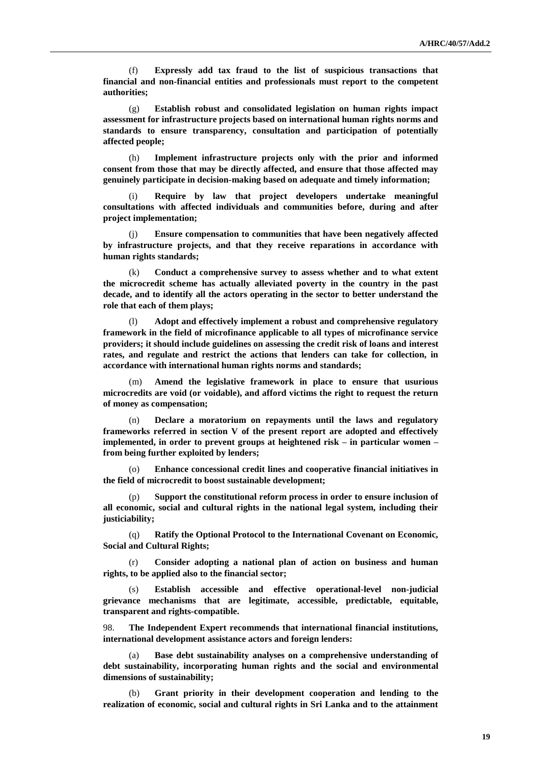(f) **Expressly add tax fraud to the list of suspicious transactions that financial and non-financial entities and professionals must report to the competent authorities;**

(g) **Establish robust and consolidated legislation on human rights impact assessment for infrastructure projects based on international human rights norms and standards to ensure transparency, consultation and participation of potentially affected people;**

(h) **Implement infrastructure projects only with the prior and informed consent from those that may be directly affected, and ensure that those affected may genuinely participate in decision-making based on adequate and timely information;**

(i) **Require by law that project developers undertake meaningful consultations with affected individuals and communities before, during and after project implementation;**

(j) **Ensure compensation to communities that have been negatively affected by infrastructure projects, and that they receive reparations in accordance with human rights standards;**

(k) **Conduct a comprehensive survey to assess whether and to what extent the microcredit scheme has actually alleviated poverty in the country in the past decade, and to identify all the actors operating in the sector to better understand the role that each of them plays;**

(l) **Adopt and effectively implement a robust and comprehensive regulatory framework in the field of microfinance applicable to all types of microfinance service providers; it should include guidelines on assessing the credit risk of loans and interest rates, and regulate and restrict the actions that lenders can take for collection, in accordance with international human rights norms and standards;**

(m) **Amend the legislative framework in place to ensure that usurious microcredits are void (or voidable), and afford victims the right to request the return of money as compensation;**

(n) **Declare a moratorium on repayments until the laws and regulatory frameworks referred in section V of the present report are adopted and effectively implemented, in order to prevent groups at heightened risk – in particular women – from being further exploited by lenders;**

(o) **Enhance concessional credit lines and cooperative financial initiatives in the field of microcredit to boost sustainable development;**

(p) **Support the constitutional reform process in order to ensure inclusion of all economic, social and cultural rights in the national legal system, including their justiciability;**

(q) **Ratify the Optional Protocol to the International Covenant on Economic, Social and Cultural Rights;**

(r) **Consider adopting a national plan of action on business and human rights, to be applied also to the financial sector;**

(s) **Establish accessible and effective operational-level non-judicial grievance mechanisms that are legitimate, accessible, predictable, equitable, transparent and rights-compatible.**

98. **The Independent Expert recommends that international financial institutions, international development assistance actors and foreign lenders:**

(a) **Base debt sustainability analyses on a comprehensive understanding of debt sustainability, incorporating human rights and the social and environmental dimensions of sustainability;**

(b) **Grant priority in their development cooperation and lending to the realization of economic, social and cultural rights in Sri Lanka and to the attainment**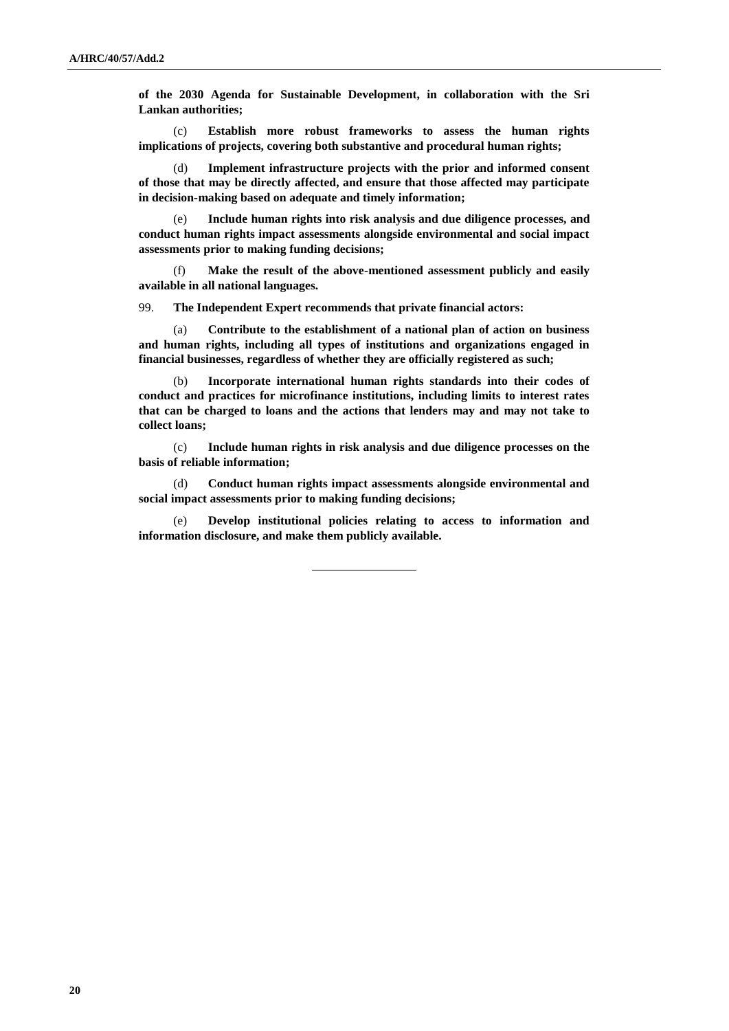**of the 2030 Agenda for Sustainable Development, in collaboration with the Sri Lankan authorities;**

(c) **Establish more robust frameworks to assess the human rights implications of projects, covering both substantive and procedural human rights;**

(d) **Implement infrastructure projects with the prior and informed consent of those that may be directly affected, and ensure that those affected may participate in decision-making based on adequate and timely information;**

(e) **Include human rights into risk analysis and due diligence processes, and conduct human rights impact assessments alongside environmental and social impact assessments prior to making funding decisions;**

(f) **Make the result of the above-mentioned assessment publicly and easily available in all national languages.**

99. **The Independent Expert recommends that private financial actors:**

(a) **Contribute to the establishment of a national plan of action on business and human rights, including all types of institutions and organizations engaged in financial businesses, regardless of whether they are officially registered as such;**

(b) **Incorporate international human rights standards into their codes of conduct and practices for microfinance institutions, including limits to interest rates that can be charged to loans and the actions that lenders may and may not take to collect loans;**

(c) **Include human rights in risk analysis and due diligence processes on the basis of reliable information;**

(d) **Conduct human rights impact assessments alongside environmental and social impact assessments prior to making funding decisions;**

(e) **Develop institutional policies relating to access to information and information disclosure, and make them publicly available.**